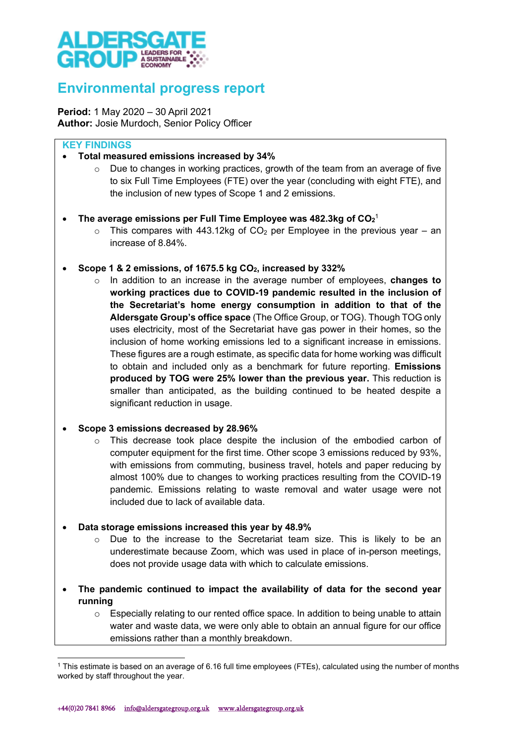# Environmental progress report

**Period:** 1 May 2020 – 30 April 2021
**Author:** Josie Murdoch, Senior Policy Officer

## KEY FINDINGS

- **Total measured emissions increased by 34%**
  - Due to changes in working practices, growth of the team from an average of five to six Full Time Employees (FTE) over the year (concluding with eight FTE), and the inclusion of new types of Scope 1 and 2 emissions.

- **The average emissions per Full Time Employee was 482.3kg of $CO_2$**[1]
  - This compares with 443.12kg of $CO_2$ per Employee in the previous year – an increase of 8.84%.

- **Scope 1 & 2 emissions, of 1675.5 kg $CO_2$, increased by 332%**
  - In addition to an increase in the average number of employees, **changes to working practices due to COVID-19 pandemic resulted in the inclusion of the Secretariat's home energy consumption in addition to that of the Aldersgate Group's office space** (The Office Group, or TOG). Though TOG only uses electricity, most of the Secretariat have gas power in their homes, so the inclusion of home working emissions led to a significant increase in emissions. These figures are a rough estimate, as specific data for home working was difficult to obtain and included only as a benchmark for future reporting. **Emissions produced by TOG were 25% lower than the previous year.** This reduction is smaller than anticipated, as the building continued to be heated despite a significant reduction in usage.

- **Scope 3 emissions decreased by 28.96%**
  - This decrease took place despite the inclusion of the embodied carbon of computer equipment for the first time. Other scope 3 emissions reduced by 93%, with emissions from commuting, business travel, hotels and paper reducing by almost 100% due to changes to working practices resulting from the COVID-19 pandemic. Emissions relating to waste removal and water usage were not included due to lack of available data.

- **Data storage emissions increased this year by 48.9%**
  - Due to the increase to the Secretariat team size. This is likely to be an underestimate because Zoom, which was used in place of in-person meetings, does not provide usage data with which to calculate emissions.

- **The pandemic continued to impact the availability of data for the second year running**
  - Especially relating to our rented office space. In addition to being unable to attain water and waste data, we were only able to obtain an annual figure for our office emissions rather than a monthly breakdown.

[1] This estimate is based on an average of 6.16 full time employees (FTEs), calculated using the number of months worked by staff throughout the year.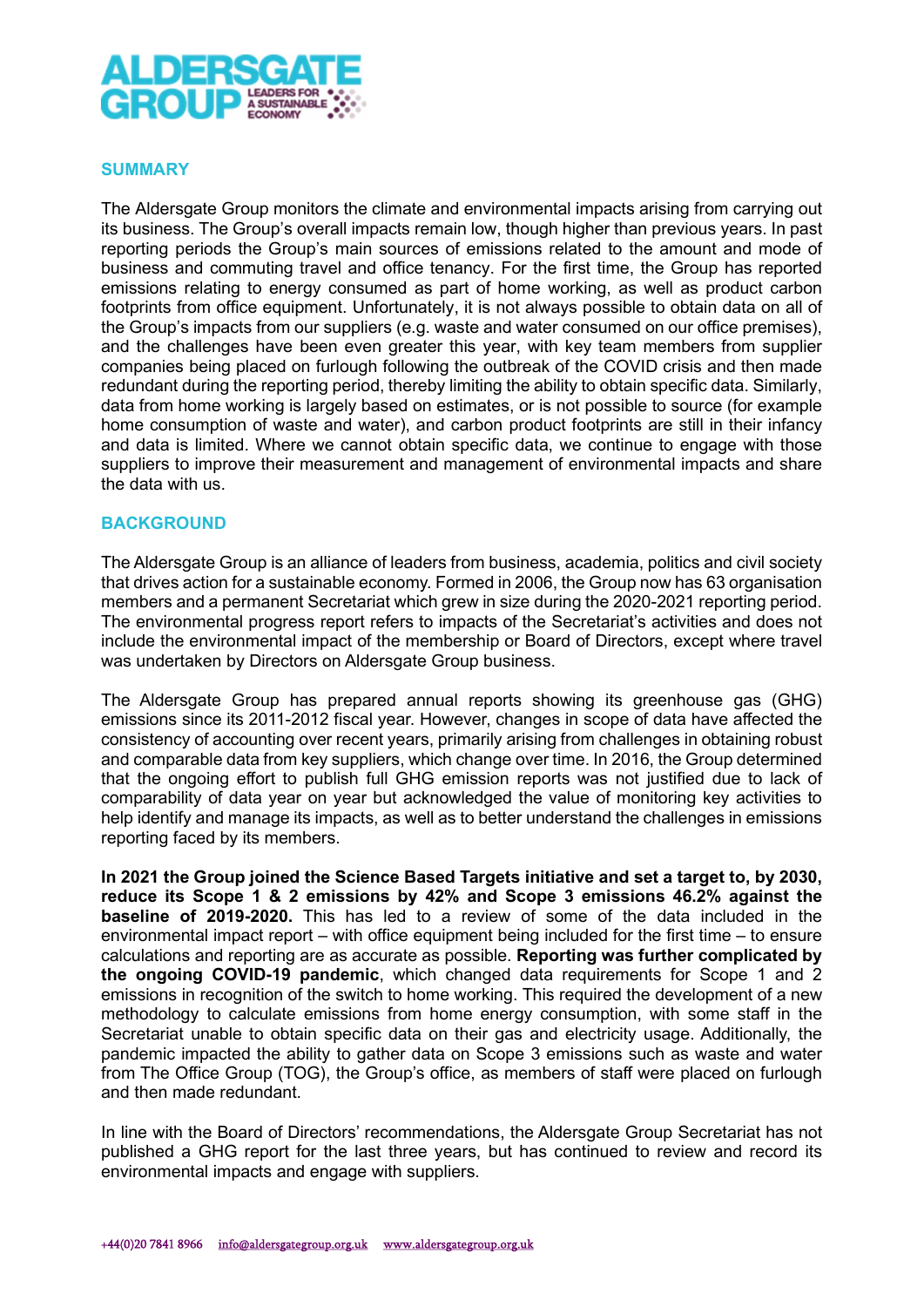## SUMMARY

The Aldersgate Group monitors the climate and environmental impacts arising from carrying out its business. The Group's overall impacts remain low, though higher than previous years. In past reporting periods the Group's main sources of emissions related to the amount and mode of business and commuting travel and office tenancy. For the first time, the Group has reported emissions relating to energy consumed as part of home working, as well as product carbon footprints from office equipment. Unfortunately, it is not always possible to obtain data on all of the Group's impacts from our suppliers (e.g. waste and water consumed on our office premises), and the challenges have been even greater this year, with key team members from supplier companies being placed on furlough following the outbreak of the COVID crisis and then made redundant during the reporting period, thereby limiting the ability to obtain specific data. Similarly, data from home working is largely based on estimates, or is not possible to source (for example home consumption of waste and water), and carbon product footprints are still in their infancy and data is limited. Where we cannot obtain specific data, we continue to engage with those suppliers to improve their measurement and management of environmental impacts and share the data with us.

## BACKGROUND

The Aldersgate Group is an alliance of leaders from business, academia, politics and civil society that drives action for a sustainable economy. Formed in 2006, the Group now has 63 organisation members and a permanent Secretariat which grew in size during the 2020-2021 reporting period. The environmental progress report refers to impacts of the Secretariat's activities and does not include the environmental impact of the membership or Board of Directors, except where travel was undertaken by Directors on Aldersgate Group business.

The Aldersgate Group has prepared annual reports showing its greenhouse gas (GHG) emissions since its 2011-2012 fiscal year. However, changes in scope of data have affected the consistency of accounting over recent years, primarily arising from challenges in obtaining robust and comparable data from key suppliers, which change over time. In 2016, the Group determined that the ongoing effort to publish full GHG emission reports was not justified due to lack of comparability of data year on year but acknowledged the value of monitoring key activities to help identify and manage its impacts, as well as to better understand the challenges in emissions reporting faced by its members.

**In 2021 the Group joined the Science Based Targets initiative and set a target to, by 2030, reduce its Scope 1 & 2 emissions by 42% and Scope 3 emissions 46.2% against the baseline of 2019-2020.** This has led to a review of some of the data included in the environmental impact report – with office equipment being included for the first time – to ensure calculations and reporting are as accurate as possible. **Reporting was further complicated by the ongoing COVID-19 pandemic**, which changed data requirements for Scope 1 and 2 emissions in recognition of the switch to home working. This required the development of a new methodology to calculate emissions from home energy consumption, with some staff in the Secretariat unable to obtain specific data on their gas and electricity usage. Additionally, the pandemic impacted the ability to gather data on Scope 3 emissions such as waste and water from The Office Group (TOG), the Group's office, as members of staff were placed on furlough and then made redundant.

In line with the Board of Directors' recommendations, the Aldersgate Group Secretariat has not published a GHG report for the last three years, but has continued to review and record its environmental impacts and engage with suppliers.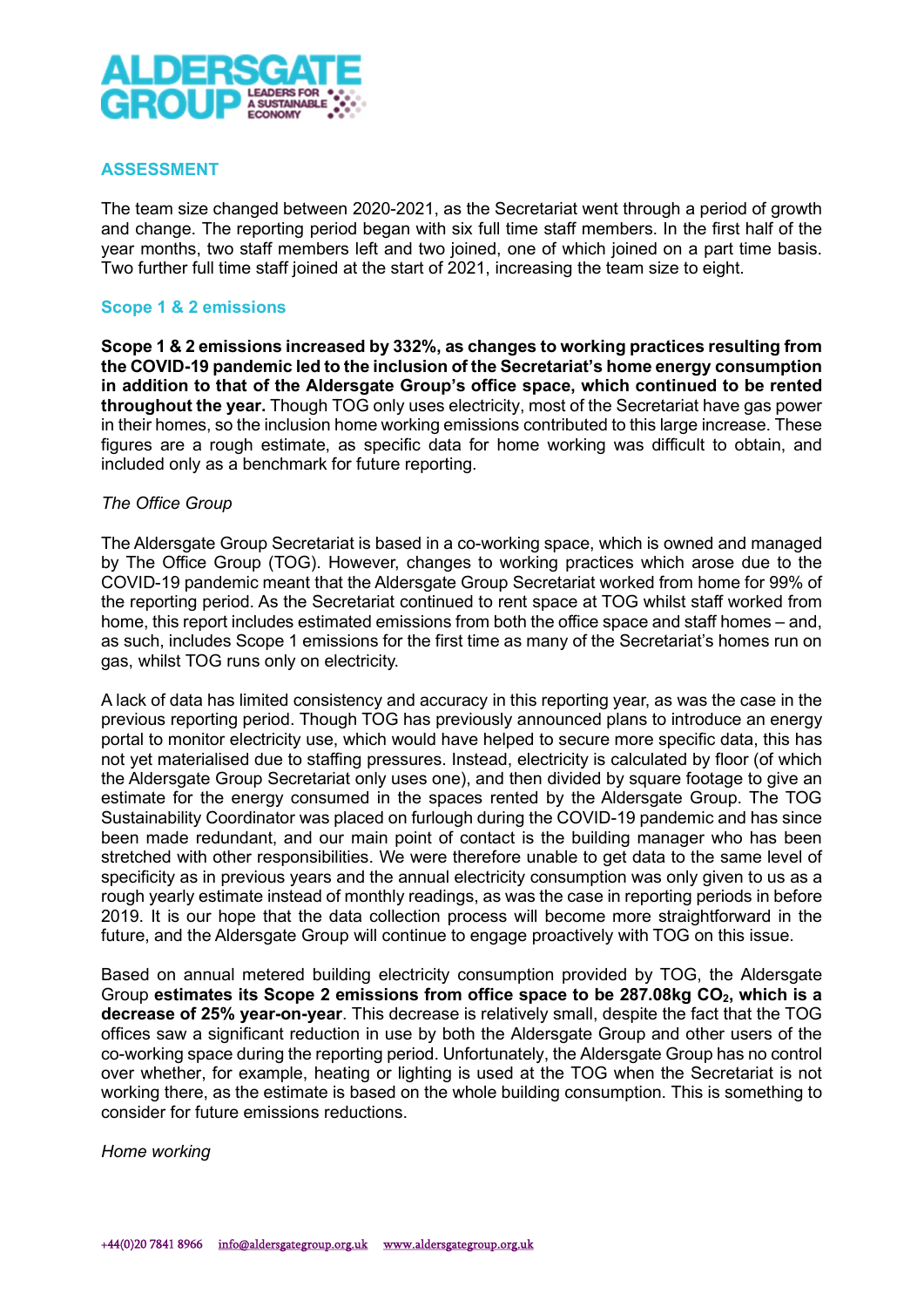## ASSESSMENT

The team size changed between 2020-2021, as the Secretariat went through a period of growth and change. The reporting period began with six full time staff members. In the first half of the year months, two staff members left and two joined, one of which joined on a part time basis. Two further full time staff joined at the start of 2021, increasing the team size to eight.

### Scope 1 & 2 emissions

**Scope 1 & 2 emissions increased by 332%, as changes to working practices resulting from the COVID-19 pandemic led to the inclusion of the Secretariat's home energy consumption in addition to that of the Aldersgate Group's office space, which continued to be rented throughout the year.** Though TOG only uses electricity, most of the Secretariat have gas power in their homes, so the inclusion home working emissions contributed to this large increase. These figures are a rough estimate, as specific data for home working was difficult to obtain, and included only as a benchmark for future reporting.

*The Office Group*

The Aldersgate Group Secretariat is based in a co-working space, which is owned and managed by The Office Group (TOG). However, changes to working practices which arose due to the COVID-19 pandemic meant that the Aldersgate Group Secretariat worked from home for 99% of the reporting period. As the Secretariat continued to rent space at TOG whilst staff worked from home, this report includes estimated emissions from both the office space and staff homes – and, as such, includes Scope 1 emissions for the first time as many of the Secretariat's homes run on gas, whilst TOG runs only on electricity.

A lack of data has limited consistency and accuracy in this reporting year, as was the case in the previous reporting period. Though TOG has previously announced plans to introduce an energy portal to monitor electricity use, which would have helped to secure more specific data, this has not yet materialised due to staffing pressures. Instead, electricity is calculated by floor (of which the Aldersgate Group Secretariat only uses one), and then divided by square footage to give an estimate for the energy consumed in the spaces rented by the Aldersgate Group. The TOG Sustainability Coordinator was placed on furlough during the COVID-19 pandemic and has since been made redundant, and our main point of contact is the building manager who has been stretched with other responsibilities. We were therefore unable to get data to the same level of specificity as in previous years and the annual electricity consumption was only given to us as a rough yearly estimate instead of monthly readings, as was the case in reporting periods in before 2019. It is our hope that the data collection process will become more straightforward in the future, and the Aldersgate Group will continue to engage proactively with TOG on this issue.

Based on annual metered building electricity consumption provided by TOG, the Aldersgate Group **estimates its Scope 2 emissions from office space to be 287.08kg $CO_2$, which is a decrease of 25% year-on-year**. This decrease is relatively small, despite the fact that the TOG offices saw a significant reduction in use by both the Aldersgate Group and other users of the co-working space during the reporting period. Unfortunately, the Aldersgate Group has no control over whether, for example, heating or lighting is used at the TOG when the Secretariat is not working there, as the estimate is based on the whole building consumption. This is something to consider for future emissions reductions.

*Home working*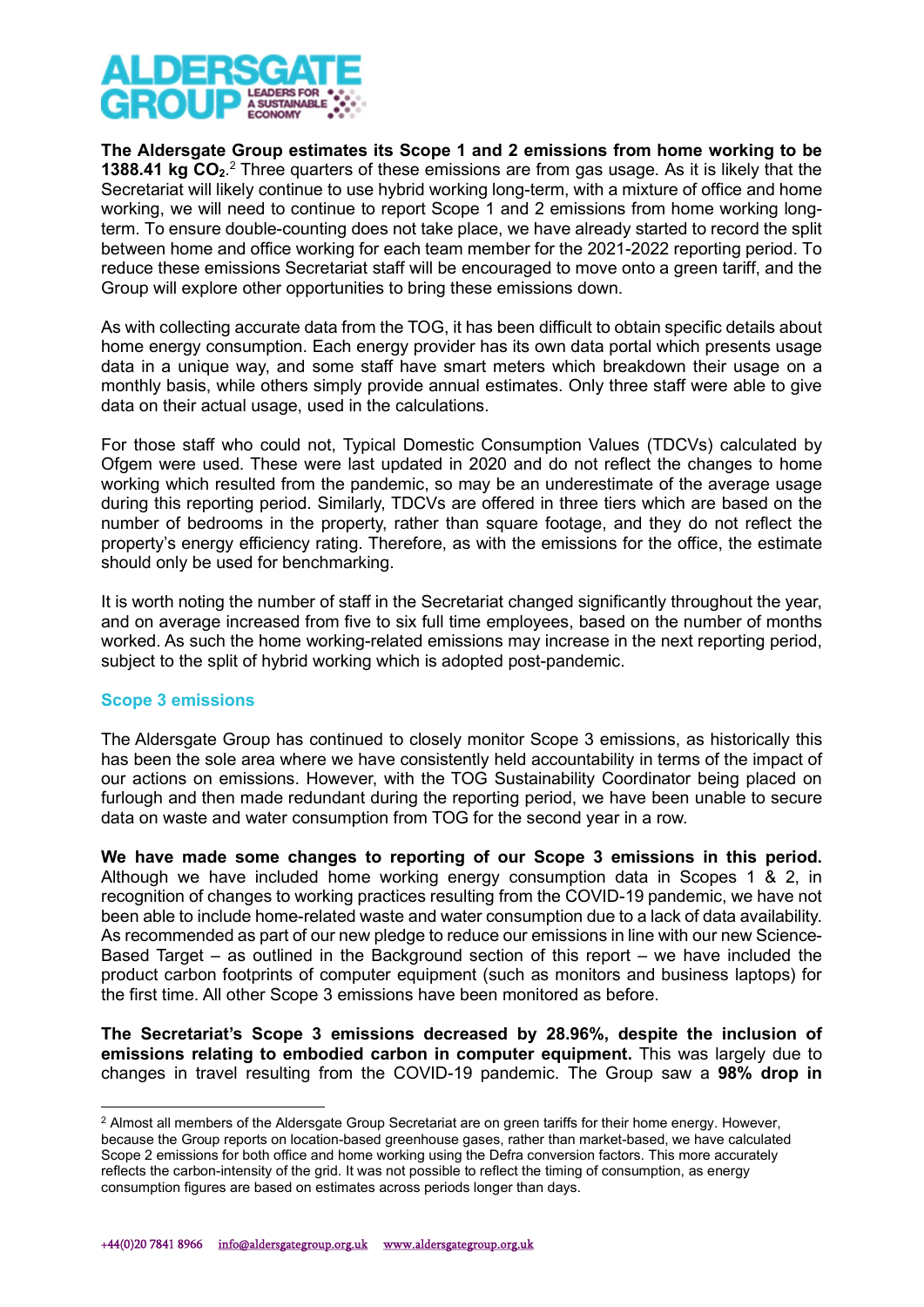**The Aldersgate Group estimates its Scope 1 and 2 emissions from home working to be 1388.41 kg $CO_2$.**[2] Three quarters of these emissions are from gas usage. As it is likely that the Secretariat will likely continue to use hybrid working long-term, with a mixture of office and home working, we will need to continue to report Scope 1 and 2 emissions from home working long-term. To ensure double-counting does not take place, we have already started to record the split between home and office working for each team member for the 2021-2022 reporting period. To reduce these emissions Secretariat staff will be encouraged to move onto a green tariff, and the Group will explore other opportunities to bring these emissions down.

As with collecting accurate data from the TOG, it has been difficult to obtain specific details about home energy consumption. Each energy provider has its own data portal which presents usage data in a unique way, and some staff have smart meters which breakdown their usage on a monthly basis, while others simply provide annual estimates. Only three staff were able to give data on their actual usage, used in the calculations.

For those staff who could not, Typical Domestic Consumption Values (TDCVs) calculated by Ofgem were used. These were last updated in 2020 and do not reflect the changes to home working which resulted from the pandemic, so may be an underestimate of the average usage during this reporting period. Similarly, TDCVs are offered in three tiers which are based on the number of bedrooms in the property, rather than square footage, and they do not reflect the property's energy efficiency rating. Therefore, as with the emissions for the office, the estimate should only be used for benchmarking.

It is worth noting the number of staff in the Secretariat changed significantly throughout the year, and on average increased from five to six full time employees, based on the number of months worked. As such the home working-related emissions may increase in the next reporting period, subject to the split of hybrid working which is adopted post-pandemic.

### Scope 3 emissions

The Aldersgate Group has continued to closely monitor Scope 3 emissions, as historically this has been the sole area where we have consistently held accountability in terms of the impact of our actions on emissions. However, with the TOG Sustainability Coordinator being placed on furlough and then made redundant during the reporting period, we have been unable to secure data on waste and water consumption from TOG for the second year in a row.

**We have made some changes to reporting of our Scope 3 emissions in this period.** Although we have included home working energy consumption data in Scopes 1 & 2, in recognition of changes to working practices resulting from the COVID-19 pandemic, we have not been able to include home-related waste and water consumption due to a lack of data availability. As recommended as part of our new pledge to reduce our emissions in line with our new Science-Based Target – as outlined in the Background section of this report – we have included the product carbon footprints of computer equipment (such as monitors and business laptops) for the first time. All other Scope 3 emissions have been monitored as before.

**The Secretariat's Scope 3 emissions decreased by 28.96%, despite the inclusion of emissions relating to embodied carbon in computer equipment.** This was largely due to changes in travel resulting from the COVID-19 pandemic. The Group saw a **98% drop in**

[2] Almost all members of the Aldersgate Group Secretariat are on green tariffs for their home energy. However, because the Group reports on location-based greenhouse gases, rather than market-based, we have calculated Scope 2 emissions for both office and home working using the Defra conversion factors. This more accurately reflects the carbon-intensity of the grid. It was not possible to reflect the timing of consumption, as energy consumption figures are based on estimates across periods longer than days.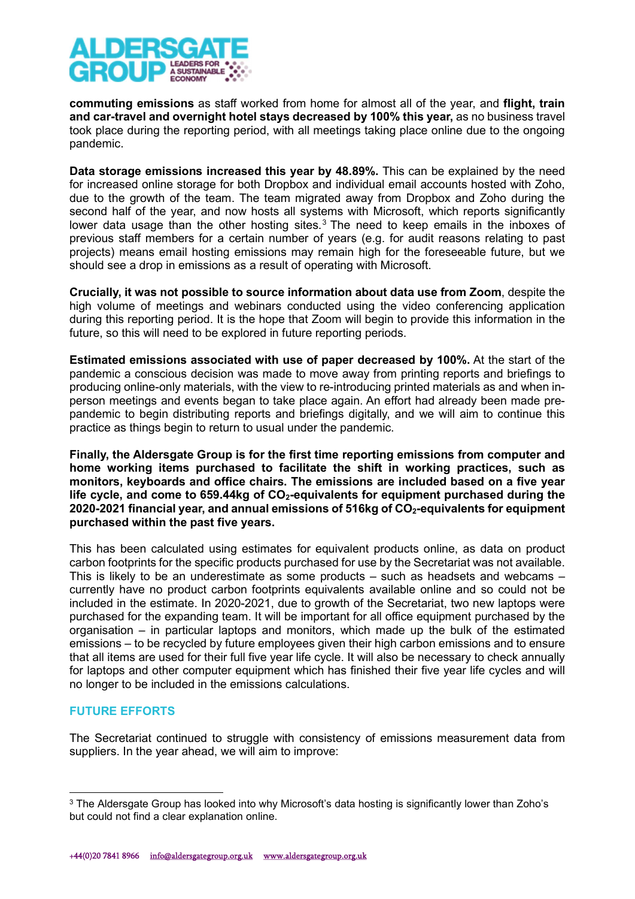**commuting emissions** as staff worked from home for almost all of the year, and **flight, train and car-travel and overnight hotel stays decreased by 100% this year,** as no business travel took place during the reporting period, with all meetings taking place online due to the ongoing pandemic.

**Data storage emissions increased this year by 48.89%.** This can be explained by the need for increased online storage for both Dropbox and individual email accounts hosted with Zoho, due to the growth of the team. The team migrated away from Dropbox and Zoho during the second half of the year, and now hosts all systems with Microsoft, which reports significantly lower data usage than the other hosting sites.[3] The need to keep emails in the inboxes of previous staff members for a certain number of years (e.g. for audit reasons relating to past projects) means email hosting emissions may remain high for the foreseeable future, but we should see a drop in emissions as a result of operating with Microsoft.

**Crucially, it was not possible to source information about data use from Zoom**, despite the high volume of meetings and webinars conducted using the video conferencing application during this reporting period. It is the hope that Zoom will begin to provide this information in the future, so this will need to be explored in future reporting periods.

**Estimated emissions associated with use of paper decreased by 100%.** At the start of the pandemic a conscious decision was made to move away from printing reports and briefings to producing online-only materials, with the view to re-introducing printed materials as and when in-person meetings and events began to take place again. An effort had already been made pre-pandemic to begin distributing reports and briefings digitally, and we will aim to continue this practice as things begin to return to usual under the pandemic.

**Finally, the Aldersgate Group is for the first time reporting emissions from computer and home working items purchased to facilitate the shift in working practices, such as monitors, keyboards and office chairs. The emissions are included based on a five year life cycle, and come to 659.44kg of $CO_2$-equivalents for equipment purchased during the 2020-2021 financial year, and annual emissions of 516kg of $CO_2$-equivalents for equipment purchased within the past five years.**

This has been calculated using estimates for equivalent products online, as data on product carbon footprints for the specific products purchased for use by the Secretariat was not available. This is likely to be an underestimate as some products – such as headsets and webcams – currently have no product carbon footprints equivalents available online and so could not be included in the estimate. In 2020-2021, due to growth of the Secretariat, two new laptops were purchased for the expanding team. It will be important for all office equipment purchased by the organisation – in particular laptops and monitors, which made up the bulk of the estimated emissions – to be recycled by future employees given their high carbon emissions and to ensure that all items are used for their full five year life cycle. It will also be necessary to check annually for laptops and other computer equipment which has finished their five year life cycles and will no longer to be included in the emissions calculations.

## FUTURE EFFORTS

The Secretariat continued to struggle with consistency of emissions measurement data from suppliers. In the year ahead, we will aim to improve:

[3] The Aldersgate Group has looked into why Microsoft's data hosting is significantly lower than Zoho's but could not find a clear explanation online.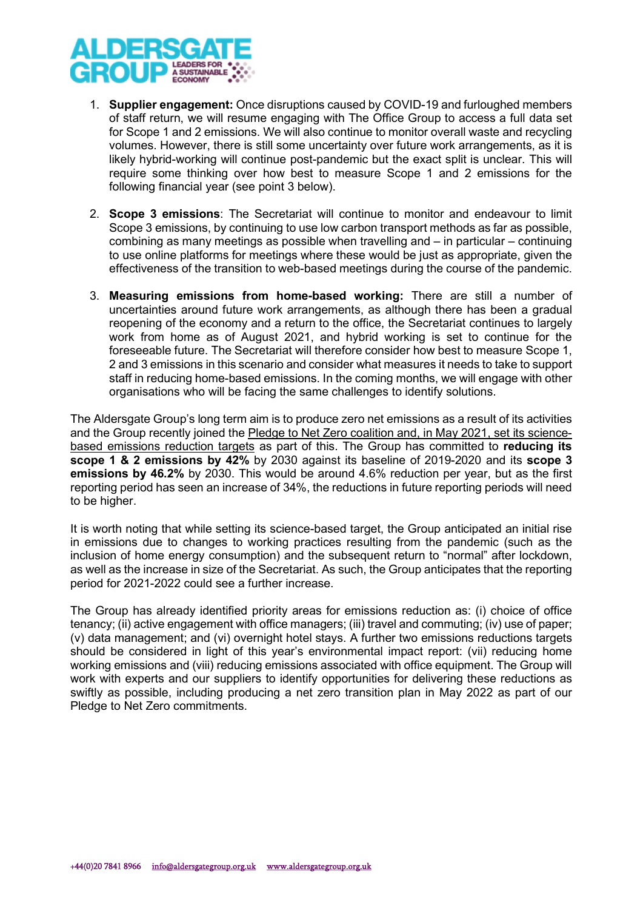1. **Supplier engagement:** Once disruptions caused by COVID-19 and furloughed members of staff return, we will resume engaging with The Office Group to access a full data set for Scope 1 and 2 emissions. We will also continue to monitor overall waste and recycling volumes. However, there is still some uncertainty over future work arrangements, as it is likely hybrid-working will continue post-pandemic but the exact split is unclear. This will require some thinking over how best to measure Scope 1 and 2 emissions for the following financial year (see point 3 below).

2. **Scope 3 emissions**: The Secretariat will continue to monitor and endeavour to limit Scope 3 emissions, by continuing to use low carbon transport methods as far as possible, combining as many meetings as possible when travelling and – in particular – continuing to use online platforms for meetings where these would be just as appropriate, given the effectiveness of the transition to web-based meetings during the course of the pandemic.

3. **Measuring emissions from home-based working:** There are still a number of uncertainties around future work arrangements, as although there has been a gradual reopening of the economy and a return to the office, the Secretariat continues to largely work from home as of August 2021, and hybrid working is set to continue for the foreseeable future. The Secretariat will therefore consider how best to measure Scope 1, 2 and 3 emissions in this scenario and consider what measures it needs to take to support staff in reducing home-based emissions. In the coming months, we will engage with other organisations who will be facing the same challenges to identify solutions.

The Aldersgate Group's long term aim is to produce zero net emissions as a result of its activities and the Group recently joined the Pledge to Net Zero coalition and, in May 2021, set its science-based emissions reduction targets as part of this. The Group has committed to **reducing its scope 1 & 2 emissions by 42%** by 2030 against its baseline of 2019-2020 and its **scope 3 emissions by 46.2%** by 2030. This would be around 4.6% reduction per year, but as the first reporting period has seen an increase of 34%, the reductions in future reporting periods will need to be higher.

It is worth noting that while setting its science-based target, the Group anticipated an initial rise in emissions due to changes to working practices resulting from the pandemic (such as the inclusion of home energy consumption) and the subsequent return to "normal" after lockdown, as well as the increase in size of the Secretariat. As such, the Group anticipates that the reporting period for 2021-2022 could see a further increase.

The Group has already identified priority areas for emissions reduction as: (i) choice of office tenancy; (ii) active engagement with office managers; (iii) travel and commuting; (iv) use of paper; (v) data management; and (vi) overnight hotel stays. A further two emissions reductions targets should be considered in light of this year's environmental impact report: (vii) reducing home working emissions and (viii) reducing emissions associated with office equipment. The Group will work with experts and our suppliers to identify opportunities for delivering these reductions as swiftly as possible, including producing a net zero transition plan in May 2022 as part of our Pledge to Net Zero commitments.